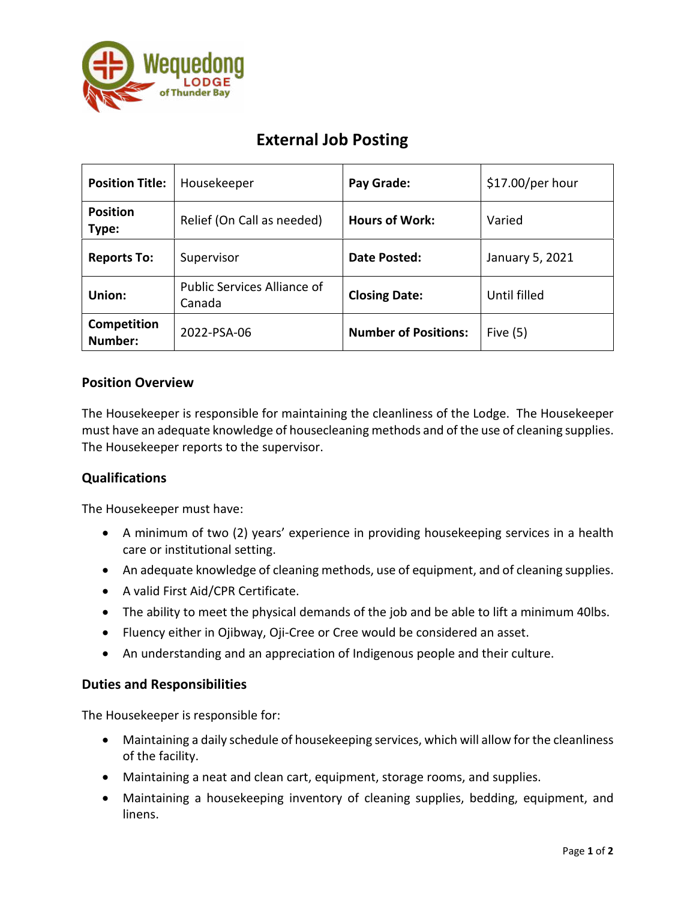Wequedong LODGE of Thunder Bay

# External Job Posting

| | | | |
|---|---|---|---|
| **Position Title:** | Housekeeper | **Pay Grade:** | $17.00/per hour |
| **Position Type:** | Relief (On Call as needed) | **Hours of Work:** | Varied |
| **Reports To:** | Supervisor | **Date Posted:** | January 5, 2021 |
| **Union:** | Public Services Alliance of Canada | **Closing Date:** | Until filled |
| **Competition Number:** | 2022-PSA-06 | **Number of Positions:** | Five (5) |

## Position Overview

The Housekeeper is responsible for maintaining the cleanliness of the Lodge. The Housekeeper must have an adequate knowledge of housecleaning methods and of the use of cleaning supplies. The Housekeeper reports to the supervisor.

## Qualifications

The Housekeeper must have:

- A minimum of two (2) years' experience in providing housekeeping services in a health care or institutional setting.
- An adequate knowledge of cleaning methods, use of equipment, and of cleaning supplies.
- A valid First Aid/CPR Certificate.
- The ability to meet the physical demands of the job and be able to lift a minimum 40lbs.
- Fluency either in Ojibway, Oji-Cree or Cree would be considered an asset.
- An understanding and an appreciation of Indigenous people and their culture.

## Duties and Responsibilities

The Housekeeper is responsible for:

- Maintaining a daily schedule of housekeeping services, which will allow for the cleanliness of the facility.
- Maintaining a neat and clean cart, equipment, storage rooms, and supplies.
- Maintaining a housekeeping inventory of cleaning supplies, bedding, equipment, and linens.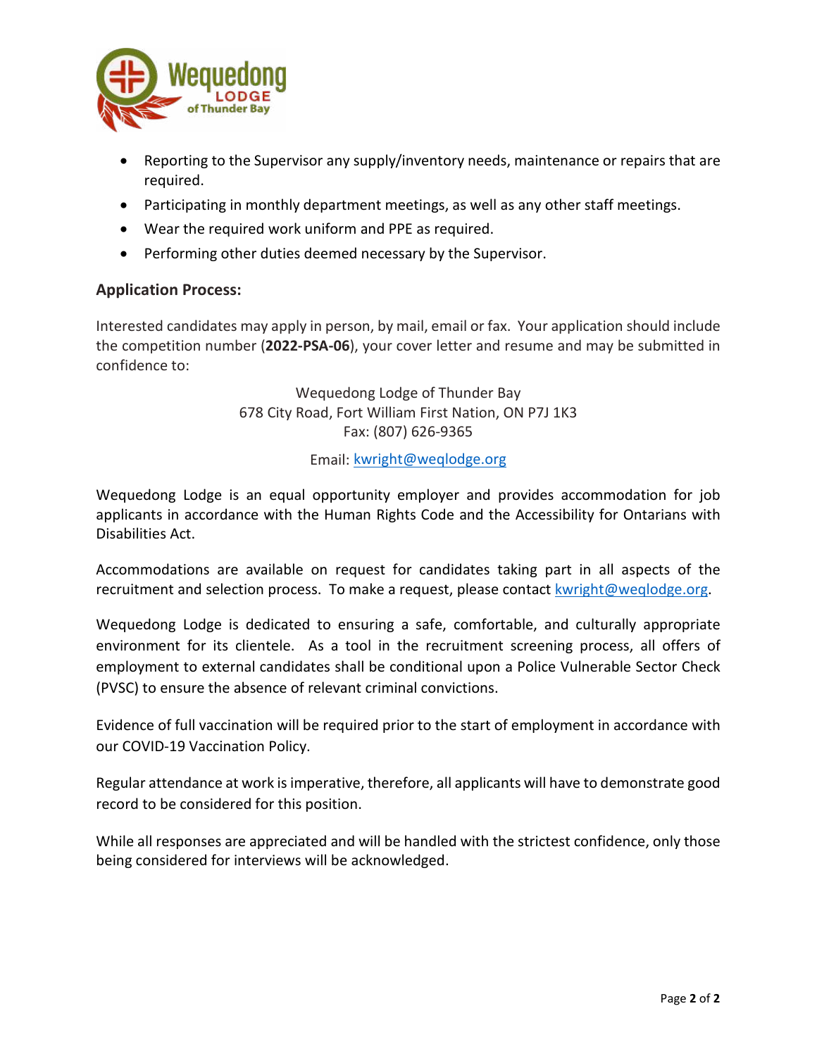- Reporting to the Supervisor any supply/inventory needs, maintenance or repairs that are required.
- Participating in monthly department meetings, as well as any other staff meetings.
- Wear the required work uniform and PPE as required.
- Performing other duties deemed necessary by the Supervisor.

### Application Process:

Interested candidates may apply in person, by mail, email or fax. Your application should include the competition number (**2022-PSA-06**), your cover letter and resume and may be submitted in confidence to:

Wequedong Lodge of Thunder Bay
678 City Road, Fort William First Nation, ON P7J 1K3
Fax: (807) 626-9365

Email: kwright@weqlodge.org

Wequedong Lodge is an equal opportunity employer and provides accommodation for job applicants in accordance with the Human Rights Code and the Accessibility for Ontarians with Disabilities Act.

Accommodations are available on request for candidates taking part in all aspects of the recruitment and selection process. To make a request, please contact kwright@weqlodge.org.

Wequedong Lodge is dedicated to ensuring a safe, comfortable, and culturally appropriate environment for its clientele. As a tool in the recruitment screening process, all offers of employment to external candidates shall be conditional upon a Police Vulnerable Sector Check (PVSC) to ensure the absence of relevant criminal convictions.

Evidence of full vaccination will be required prior to the start of employment in accordance with our COVID-19 Vaccination Policy.

Regular attendance at work is imperative, therefore, all applicants will have to demonstrate good record to be considered for this position.

While all responses are appreciated and will be handled with the strictest confidence, only those being considered for interviews will be acknowledged.